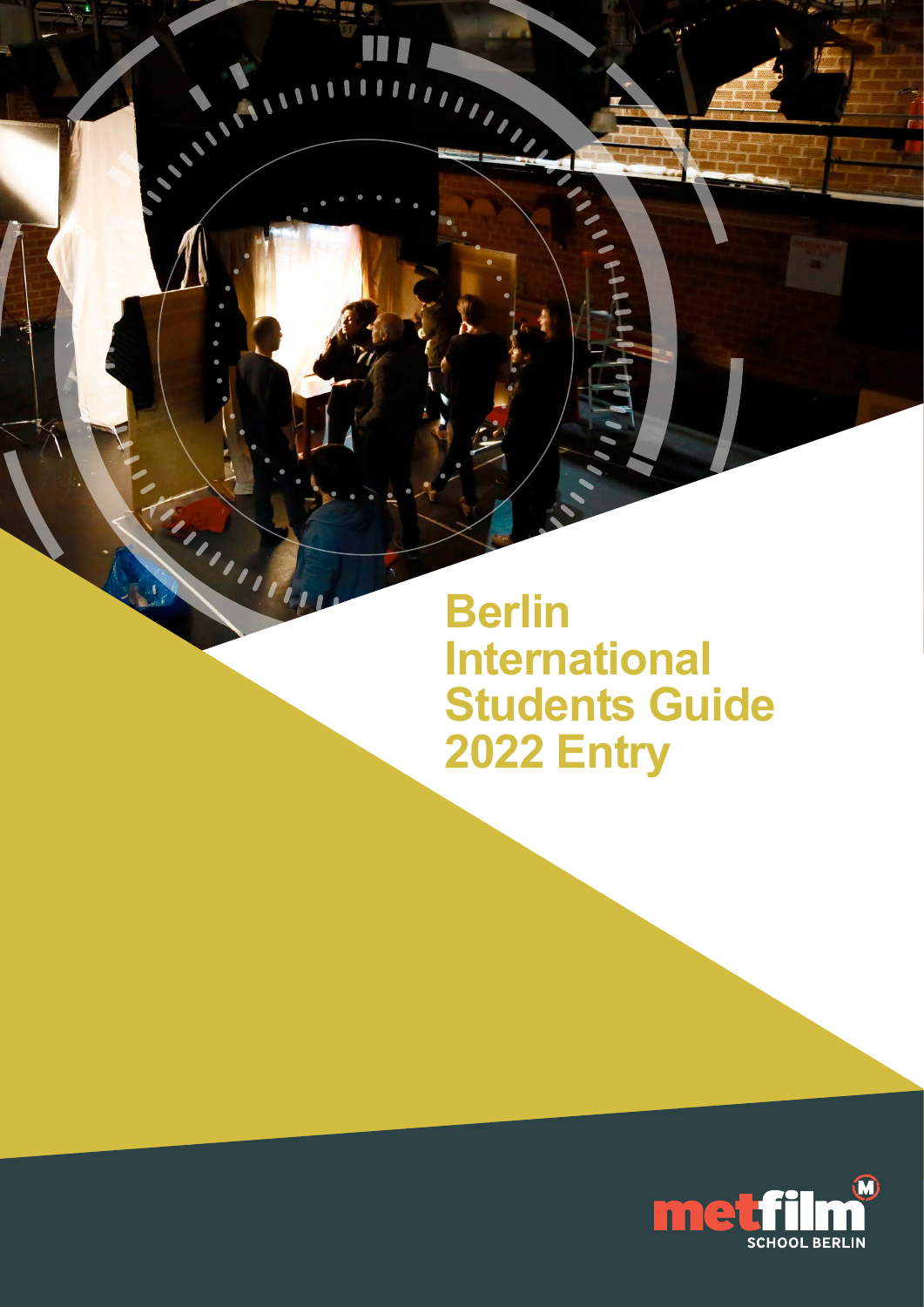# Berlin International Students Guide 2022 Entry

metfilm SCHOOL BERLIN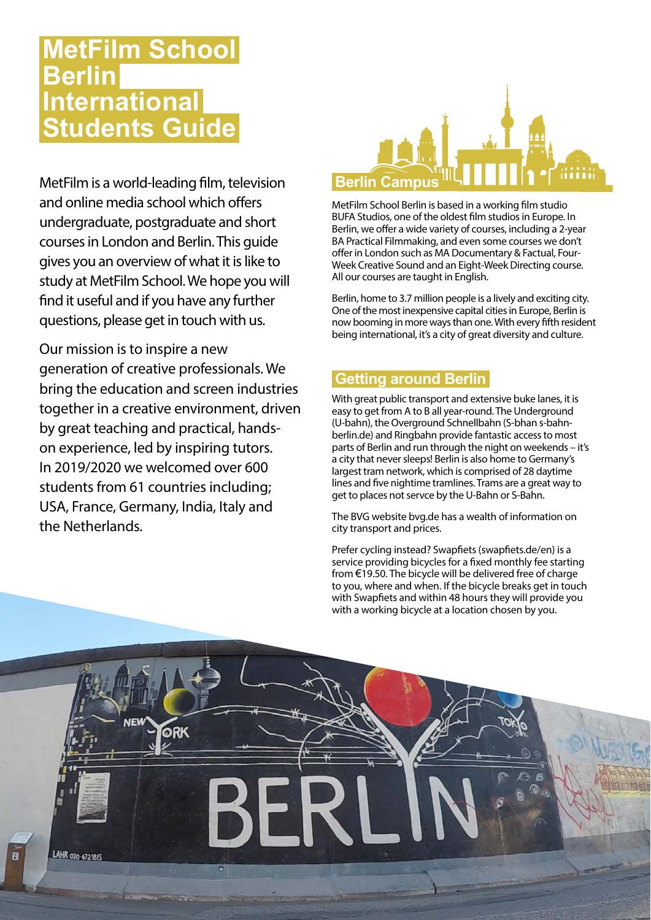# MetFilm School Berlin International Students Guide

MetFilm is a world-leading film, television and online media school which offers undergraduate, postgraduate and short courses in London and Berlin. This guide gives you an overview of what it is like to study at MetFilm School. We hope you will find it useful and if you have any further questions, please get in touch with us.

Our mission is to inspire a new generation of creative professionals. We bring the education and screen industries together in a creative environment, driven by great teaching and practical, hands-on experience, led by inspiring tutors. In 2019/2020 we welcomed over 600 students from 61 countries including; USA, France, Germany, India, Italy and the Netherlands.

## Berlin Campus

MetFilm School Berlin is based in a working film studio BUFA Studios, one of the oldest film studios in Europe. In Berlin, we offer a wide variety of courses, including a 2-year BA Practical Filmmaking, and even some courses we don't offer in London such as MA Documentary & Factual, Four-Week Creative Sound and an Eight-Week Directing course. All our courses are taught in English.

Berlin, home to 3.7 million people is a lively and exciting city. One of the most inexpensive capital cities in Europe, Berlin is now booming in more ways than one. With every fifth resident being international, it's a city of great diversity and culture.

## Getting around Berlin

With great public transport and extensive buke lanes, it is easy to get from A to B all year-round. The Underground (U-bahn), the Overground Schnellbahn (S-bhan s-bahn-berlin.de) and Ringbahn provide fantastic access to most parts of Berlin and run through the night on weekends – it's a city that never sleeps! Berlin is also home to Germany's largest tram network, which is comprised of 28 daytime lines and five nightime tramlines. Trams are a great way to get to places not servce by the U-Bahn or S-Bahn.

The BVG website bvg.de has a wealth of information on city transport and prices.

Prefer cycling instead? Swapfiets (swapfiets.de/en) is a service providing bicycles for a fixed monthly fee starting from €19.50. The bicycle will be delivered free of charge to you, where and when. If the bicycle breaks get in touch with Swapfiets and within 48 hours they will provide you with a working bicycle at a location chosen by you.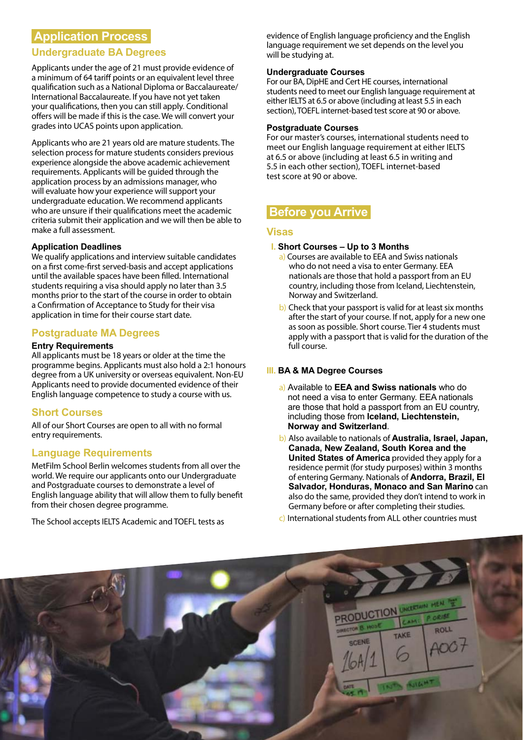# Application Process

## Undergraduate BA Degrees

Applicants under the age of 21 must provide evidence of a minimum of 64 tariff points or an equivalent level three qualification such as a National Diploma or Baccalaureate/International Baccalaureate. If you have not yet taken your qualifications, then you can still apply. Conditional offers will be made if this is the case. We will convert your grades into UCAS points upon application.

Applicants who are 21 years old are mature students. The selection process for mature students considers previous experience alongside the above academic achievement requirements. Applicants will be guided through the application process by an admissions manager, who will evaluate how your experience will support your undergraduate education. We recommend applicants who are unsure if their qualifications meet the academic criteria submit their application and we will then be able to make a full assessment.

### Application Deadlines

We qualify applications and interview suitable candidates on a first come-first served-basis and accept applications until the available spaces have been filled. International students requiring a visa should apply no later than 3.5 months prior to the start of the course in order to obtain a Confirmation of Acceptance to Study for their visa application in time for their course start date.

## Postgraduate MA Degrees

### Entry Requirements

All applicants must be 18 years or older at the time the programme begins. Applicants must also hold a 2:1 honours degree from a UK university or overseas equivalent. Non-EU Applicants need to provide documented evidence of their English language competence to study a course with us.

## Short Courses

All of our Short Courses are open to all with no formal entry requirements.

## Language Requirements

MetFilm School Berlin welcomes students from all over the world. We require our applicants onto our Undergraduate and Postgraduate courses to demonstrate a level of English language ability that will allow them to fully benefit from their chosen degree programme.

The School accepts IELTS Academic and TOEFL tests as evidence of English language proficiency and the English language requirement we set depends on the level you will be studying at.

### Undergraduate Courses

For our BA, DipHE and Cert HE courses, international students need to meet our English language requirement at either IELTS at 6.5 or above (including at least 5.5 in each section), TOEFL internet-based test score at 90 or above.

### Postgraduate Courses

For our master's courses, international students need to meet our English language requirement at either IELTS at 6.5 or above (including at least 6.5 in writing and 5.5 in each other section), TOEFL internet-based test score at 90 or above.

# Before you Arrive

## Visas

### I. Short Courses – Up to 3 Months

a) Courses are available to EEA and Swiss nationals who do not need a visa to enter Germany. EEA nationals are those that hold a passport from an EU country, including those from Iceland, Liechtenstein, Norway and Switzerland.

b) Check that your passport is valid for at least six months after the start of your course. If not, apply for a new one as soon as possible. Short course. Tier 4 students must apply with a passport that is valid for the duration of the full course.

### III. BA & MA Degree Courses

a) Available to **EEA and Swiss nationals** who do not need a visa to enter Germany. EEA nationals are those that hold a passport from an EU country, including those from **Iceland, Liechtenstein, Norway and Switzerland**.

b) Also available to nationals of **Australia, Israel, Japan, Canada, New Zealand, South Korea and the United States of America** provided they apply for a residence permit (for study purposes) within 3 months of entering Germany. Nationals of **Andorra, Brazil, El Salvador, Honduras, Monaco and San Marino** can also do the same, provided they don't intend to work in Germany before or after completing their studies.

c) International students from ALL other countries must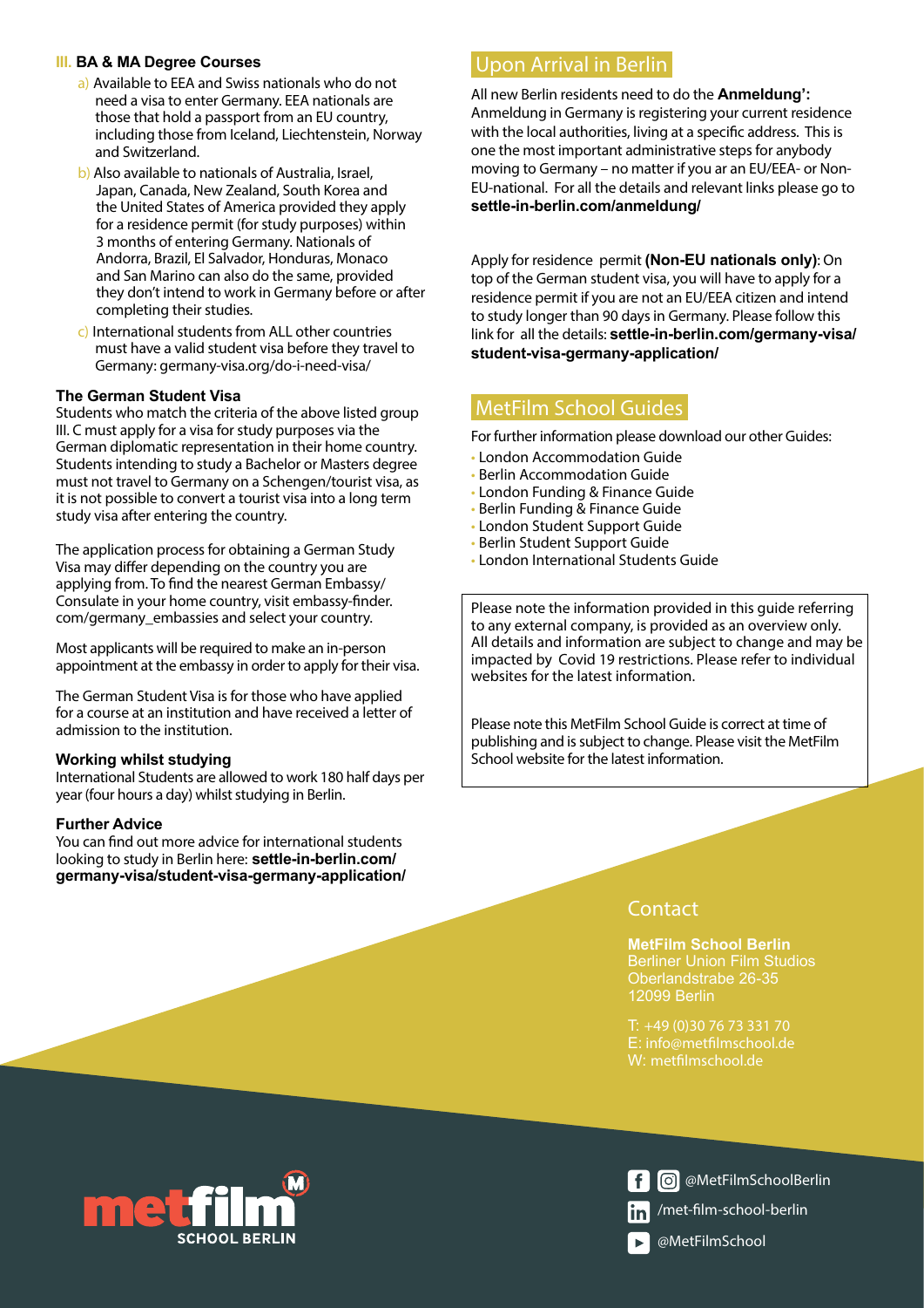### III. BA & MA Degree Courses

a) Available to EEA and Swiss nationals who do not need a visa to enter Germany. EEA nationals are those that hold a passport from an EU country, including those from Iceland, Liechtenstein, Norway and Switzerland.

b) Also available to nationals of Australia, Israel, Japan, Canada, New Zealand, South Korea and the United States of America provided they apply for a residence permit (for study purposes) within 3 months of entering Germany. Nationals of Andorra, Brazil, El Salvador, Honduras, Monaco and San Marino can also do the same, provided they don't intend to work in Germany before or after completing their studies.

c) International students from ALL other countries must have a valid student visa before they travel to Germany: germany-visa.org/do-i-need-visa/

### The German Student Visa

Students who match the criteria of the above listed group III. C must apply for a visa for study purposes via the German diplomatic representation in their home country. Students intending to study a Bachelor or Masters degree must not travel to Germany on a Schengen/tourist visa, as it is not possible to convert a tourist visa into a long term study visa after entering the country.

The application process for obtaining a German Study Visa may differ depending on the country you are applying from. To find the nearest German Embassy/ Consulate in your home country, visit embassy-finder. com/germany_embassies and select your country.

Most applicants will be required to make an in-person appointment at the embassy in order to apply for their visa.

The German Student Visa is for those who have applied for a course at an institution and have received a letter of admission to the institution.

### Working whilst studying

International Students are allowed to work 180 half days per year (four hours a day) whilst studying in Berlin.

### Further Advice

You can find out more advice for international students looking to study in Berlin here: **settle-in-berlin.com/ germany-visa/student-visa-germany-application/**

## Upon Arrival in Berlin

All new Berlin residents need to do the **Anmeldung':**
Anmeldung in Germany is registering your current residence with the local authorities, living at a specific address. This is one the most important administrative steps for anybody moving to Germany – no matter if you are an EU/EEA- or Non-EU-national. For all the details and relevant links please go to **settle-in-berlin.com/anmeldung/**

Apply for residence permit **(Non-EU nationals only)**: On top of the German student visa, you will have to apply for a residence permit if you are not an EU/EEA citizen and intend to study longer than 90 days in Germany. Please follow this link for all the details: **settle-in-berlin.com/germany-visa/ student-visa-germany-application/**

## MetFilm School Guides

For further information please download our other Guides:

- London Accommodation Guide
- Berlin Accommodation Guide
- London Funding & Finance Guide
- Berlin Funding & Finance Guide
- London Student Support Guide
- Berlin Student Support Guide
- London International Students Guide

Please note the information provided in this guide referring to any external company, is provided as an overview only. All details and information are subject to change and may be impacted by Covid 19 restrictions. Please refer to individual websites for the latest information.

Please note this MetFilm School Guide is correct at time of publishing and is subject to change. Please visit the MetFilm School website for the latest information.

## Contact

**MetFilm School Berlin**
Berliner Union Film Studios
Oberlandstrabe 26-35
12099 Berlin

T: +49 (0)30 76 73 331 70
E: info@metfilmschool.de
W: metfilmschool.de

metfilm SCHOOL BERLIN

@MetFilmSchoolBerlin
/met-film-school-berlin
@MetFilmSchool